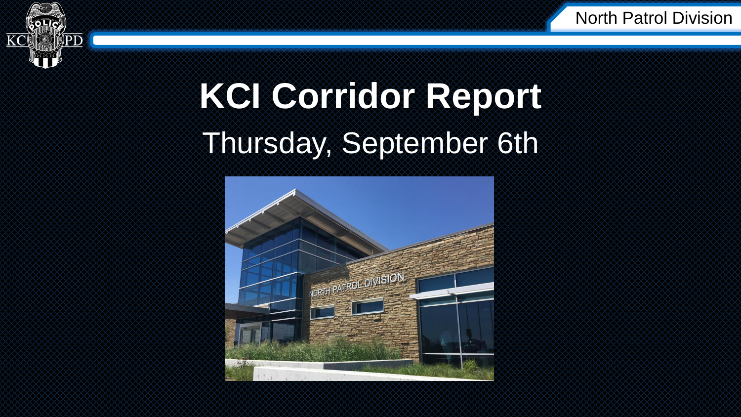North Patrol Division

# KCI Corridor Report

## Thursday, September 6th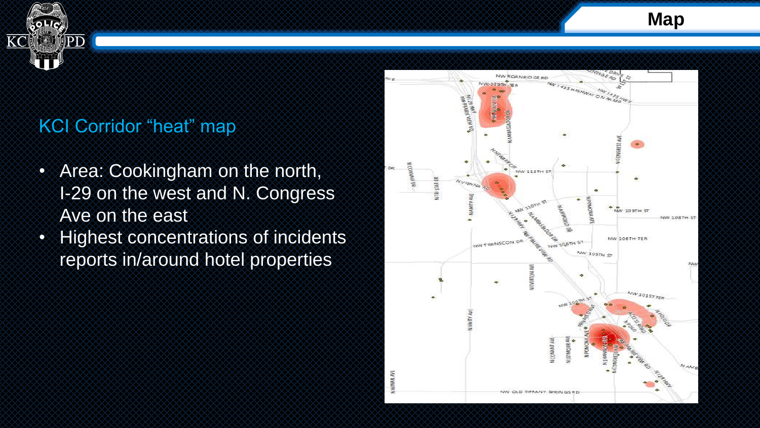# Map

## KCI Corridor "heat" map

- Area: Cookingham on the north, I-29 on the west and N. Congress Ave on the east
- Highest concentrations of incidents reports in/around hotel properties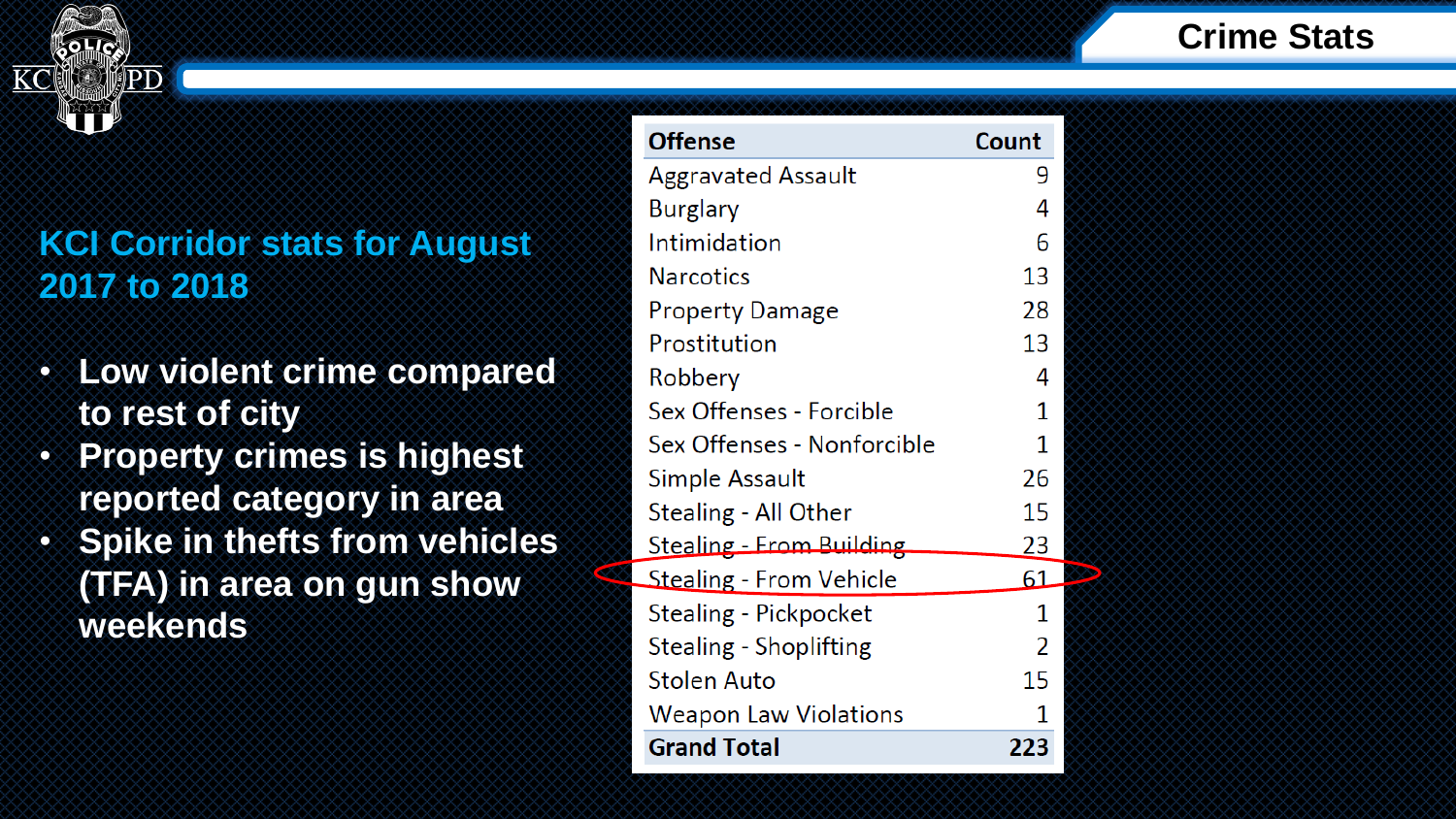# Crime Stats

## KCI Corridor stats for August 2017 to 2018

- **Low violent crime compared to rest of city**
- **Property crimes is highest reported category in area**
- **Spike in thefts from vehicles (TFA) in area on gun show weekends**

| Offense | Count |
|---|---|
| Aggravated Assault | 9 |
| Burglary | 4 |
| Intimidation | 6 |
| Narcotics | 13 |
| Property Damage | 28 |
| Prostitution | 13 |
| Robbery | 4 |
| Sex Offenses - Forcible | 1 |
| Sex Offenses - Nonforcible | 1 |
| Simple Assault | 26 |
| Stealing - All Other | 15 |
| Stealing - From Building | 23 |
| Stealing - From Vehicle | 61 |
| Stealing - Pickpocket | 1 |
| Stealing - Shoplifting | 2 |
| Stolen Auto | 15 |
| Weapon Law Violations | 1 |
| **Grand Total** | **223** |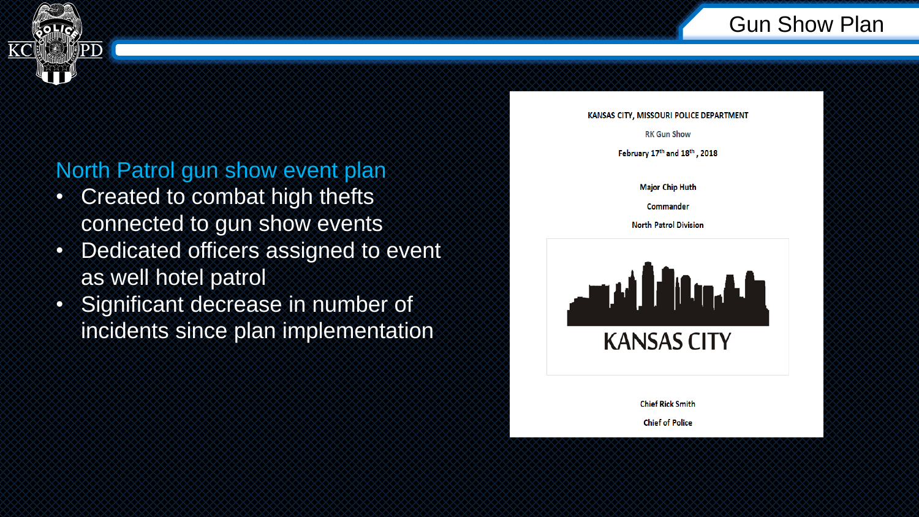# Gun Show Plan

## North Patrol gun show event plan

- Created to combat high thefts connected to gun show events
- Dedicated officers assigned to event as well hotel patrol
- Significant decrease in number of incidents since plan implementation

KANSAS CITY, MISSOURI POLICE DEPARTMENT

RK Gun Show

February 17th and 18th, 2018

Major Chip Huth

Commander

North Patrol Division

KANSAS CITY

Chief Rick Smith

Chief of Police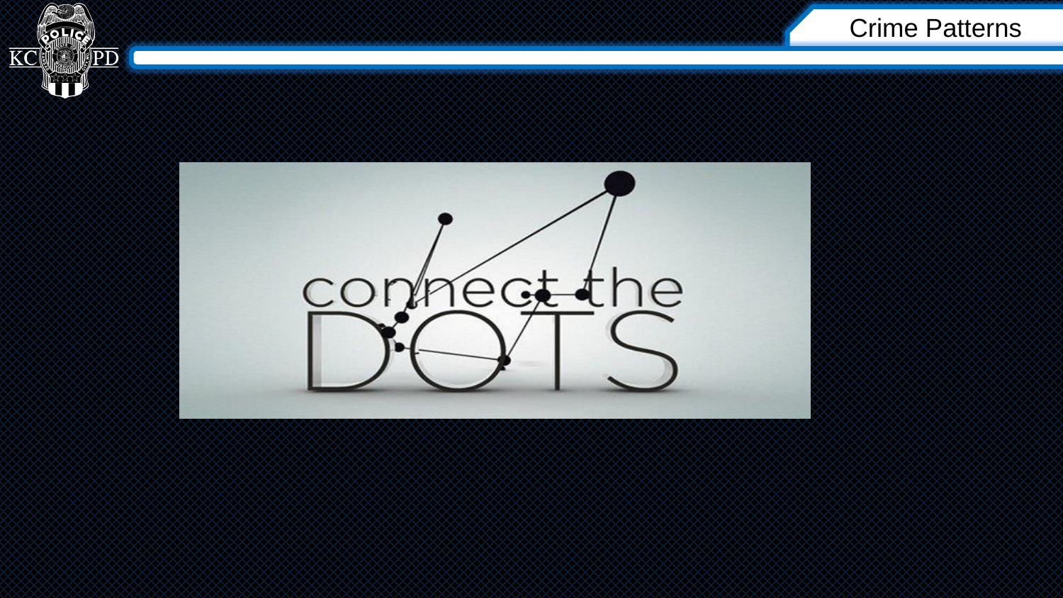# Crime Patterns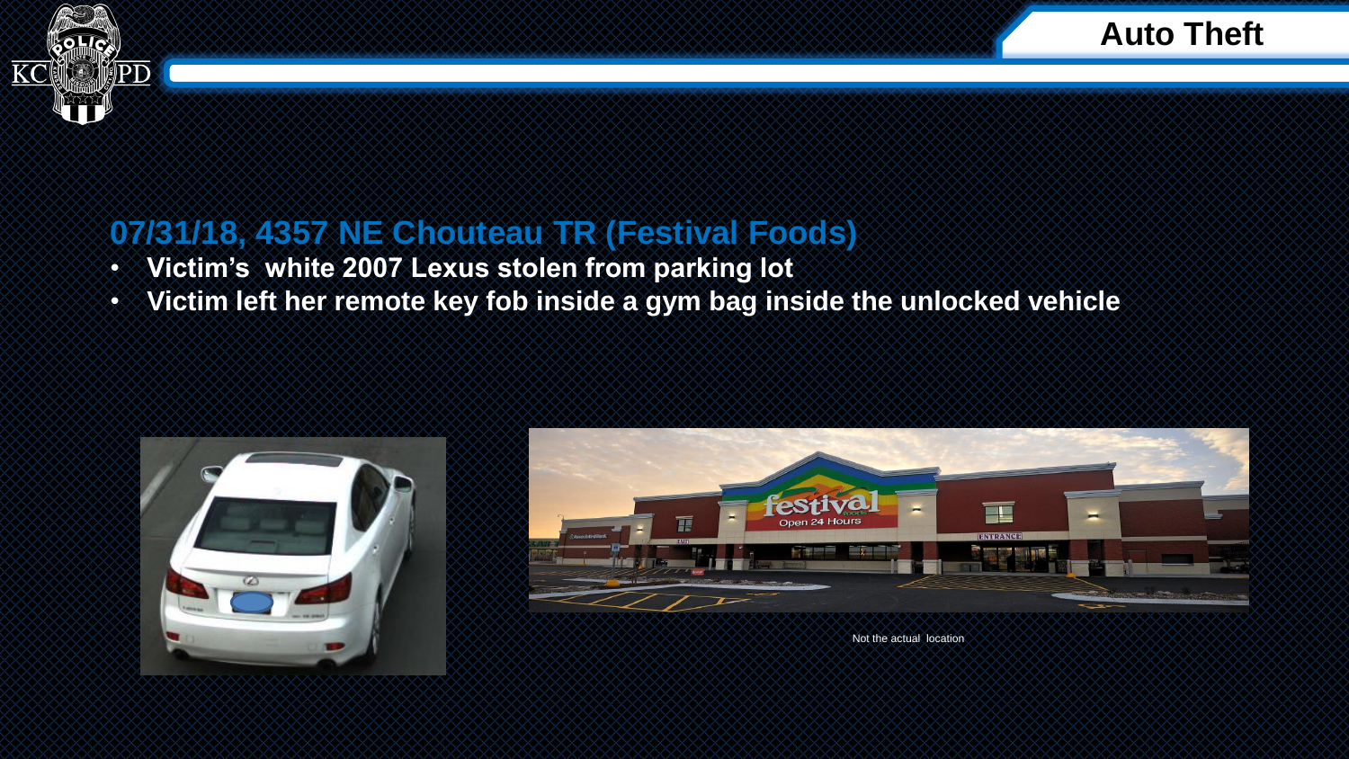# Auto Theft

## 07/31/18, 4357 NE Chouteau TR (Festival Foods)

- **Victim's white 2007 Lexus stolen from parking lot**
- **Victim left her remote key fob inside a gym bag inside the unlocked vehicle**

Not the actual location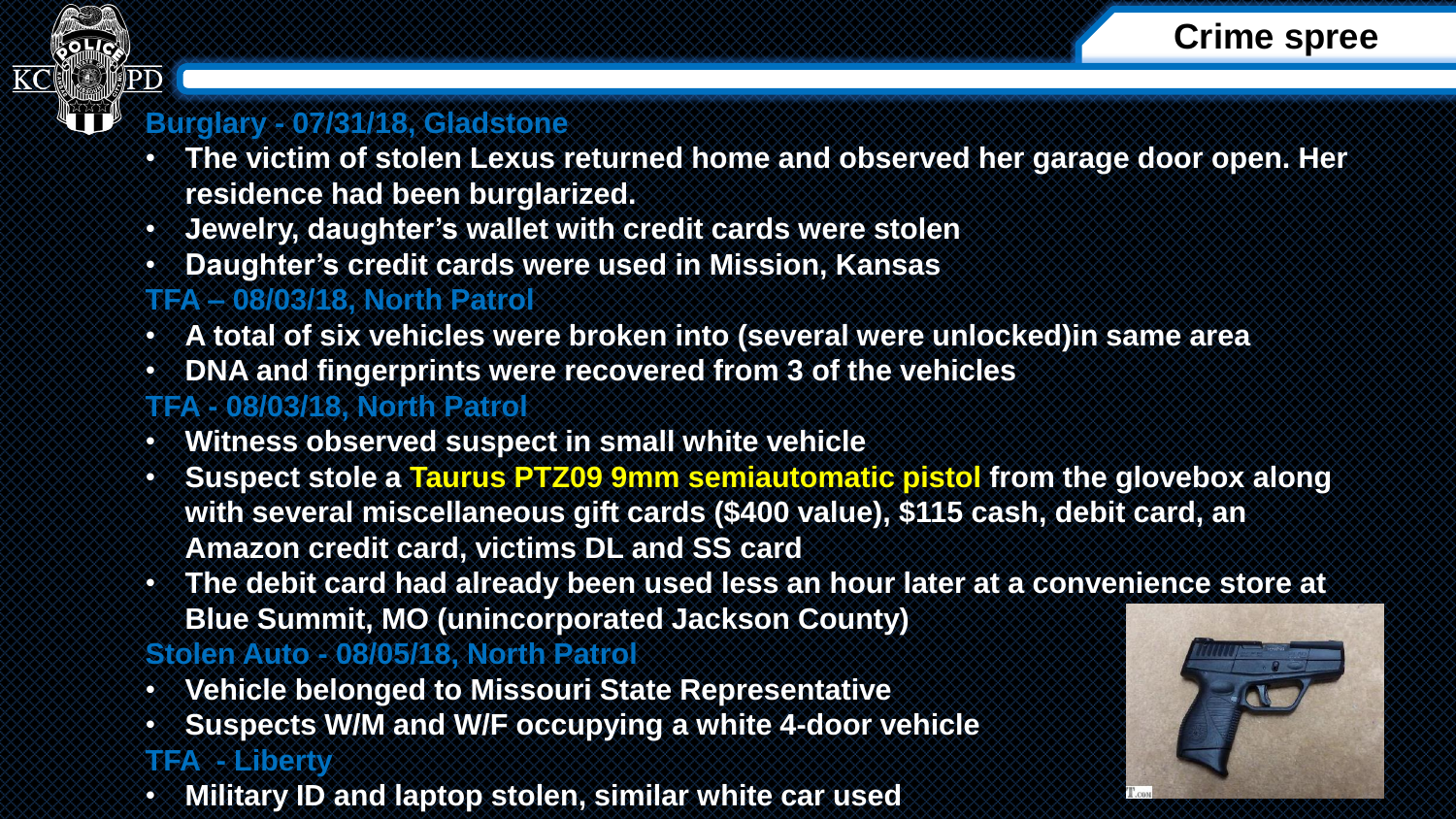# Crime spree

### Burglary - 07/31/18, Gladstone

- **The victim of stolen Lexus returned home and observed her garage door open. Her residence had been burglarized.**
- **Jewelry, daughter's wallet with credit cards were stolen**
- **Daughter's credit cards were used in Mission, Kansas**

### TFA – 08/03/18, North Patrol

- **A total of six vehicles were broken into (several were unlocked)in same area**
- **DNA and fingerprints were recovered from 3 of the vehicles**

### TFA - 08/03/18, North Patrol

- **Witness observed suspect in small white vehicle**
- **Suspect stole a Taurus PTZ09 9mm semiautomatic pistol from the glovebox along with several miscellaneous gift cards ($400 value), $115 cash, debit card, an Amazon credit card, victims DL and SS card**
- **The debit card had already been used less an hour later at a convenience store at Blue Summit, MO (unincorporated Jackson County)**

### Stolen Auto - 08/05/18, North Patrol

- **Vehicle belonged to Missouri State Representative**
- **Suspects W/M and W/F occupying a white 4-door vehicle**

### TFA - Liberty

- **Military ID and laptop stolen, similar white car used**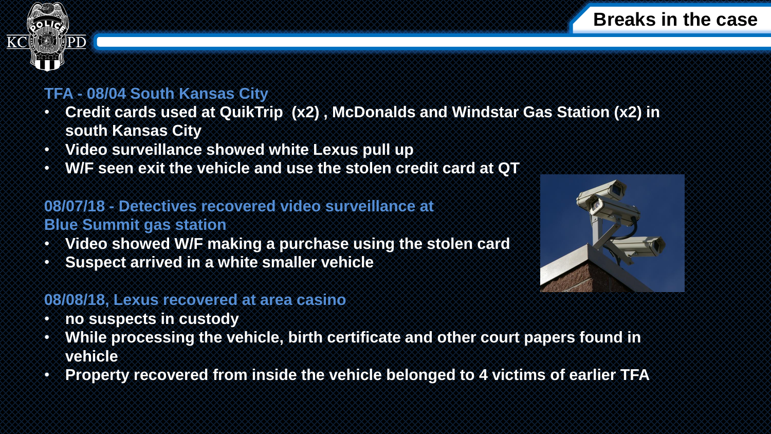# Breaks in the case

### TFA - 08/04 South Kansas City

- **Credit cards used at QuikTrip (x2) , McDonalds and Windstar Gas Station (x2) in south Kansas City**
- **Video surveillance showed white Lexus pull up**
- **W/F seen exit the vehicle and use the stolen credit card at QT**

### 08/07/18 - Detectives recovered video surveillance at Blue Summit gas station

- **Video showed W/F making a purchase using the stolen card**
- **Suspect arrived in a white smaller vehicle**

### 08/08/18, Lexus recovered at area casino

- **no suspects in custody**
- **While processing the vehicle, birth certificate and other court papers found in vehicle**
- **Property recovered from inside the vehicle belonged to 4 victims of earlier TFA**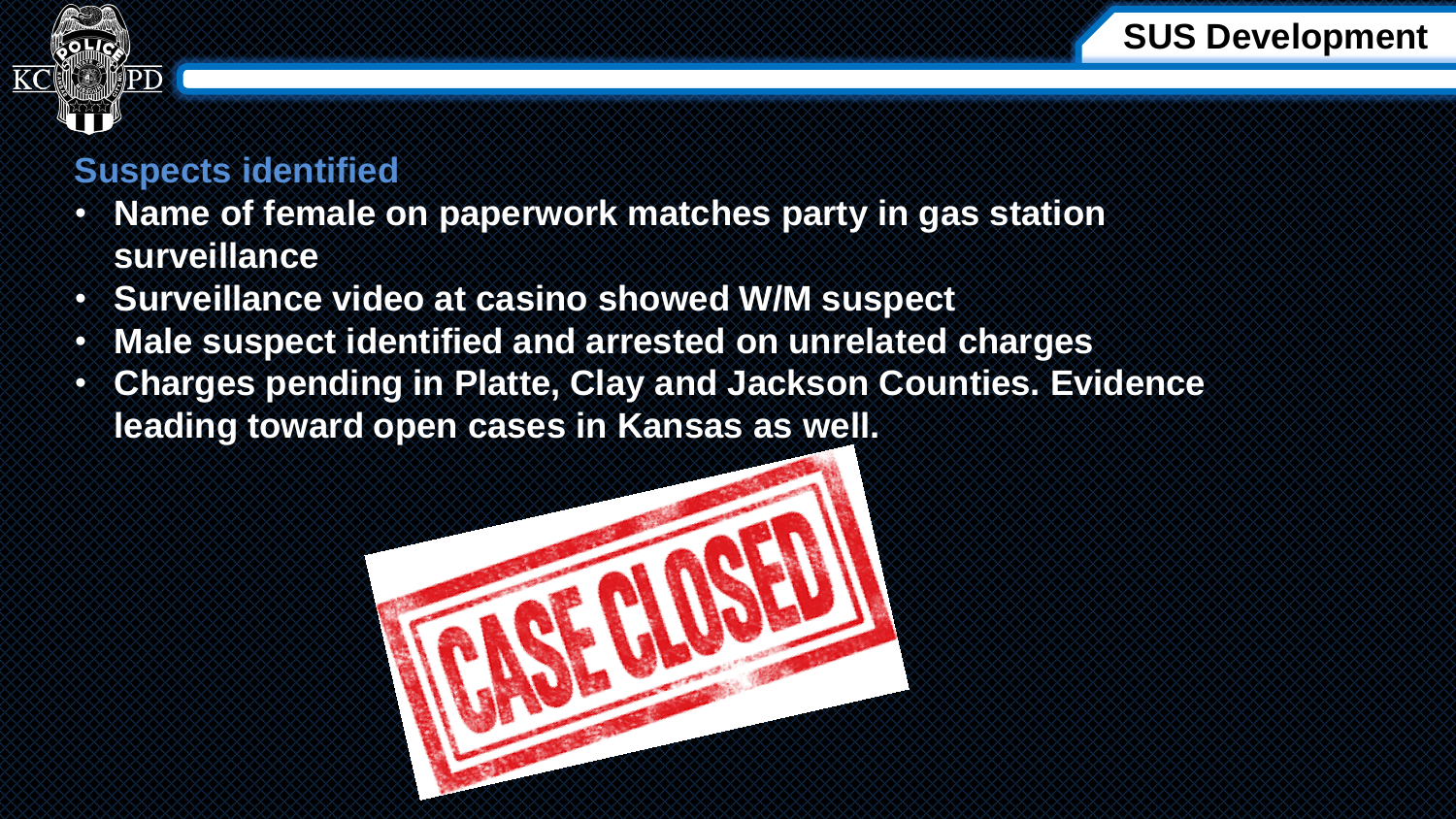## Suspects identified

- **Name of female on paperwork matches party in gas station surveillance**
- **Surveillance video at casino showed W/M suspect**
- **Male suspect identified and arrested on unrelated charges**
- **Charges pending in Platte, Clay and Jackson Counties. Evidence leading toward open cases in Kansas as well.**

CASE CLOSED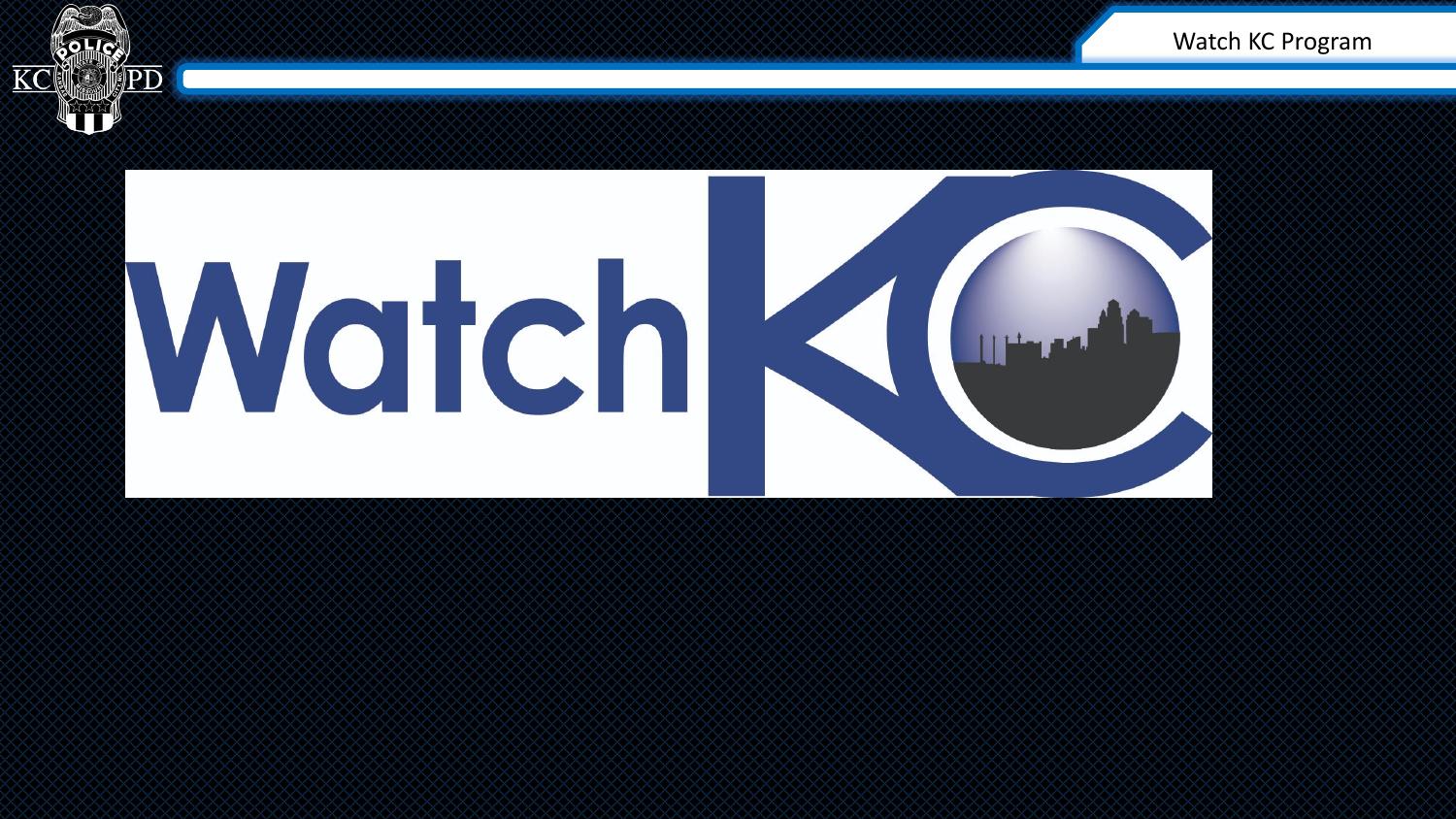Watch KC Program

WatchKC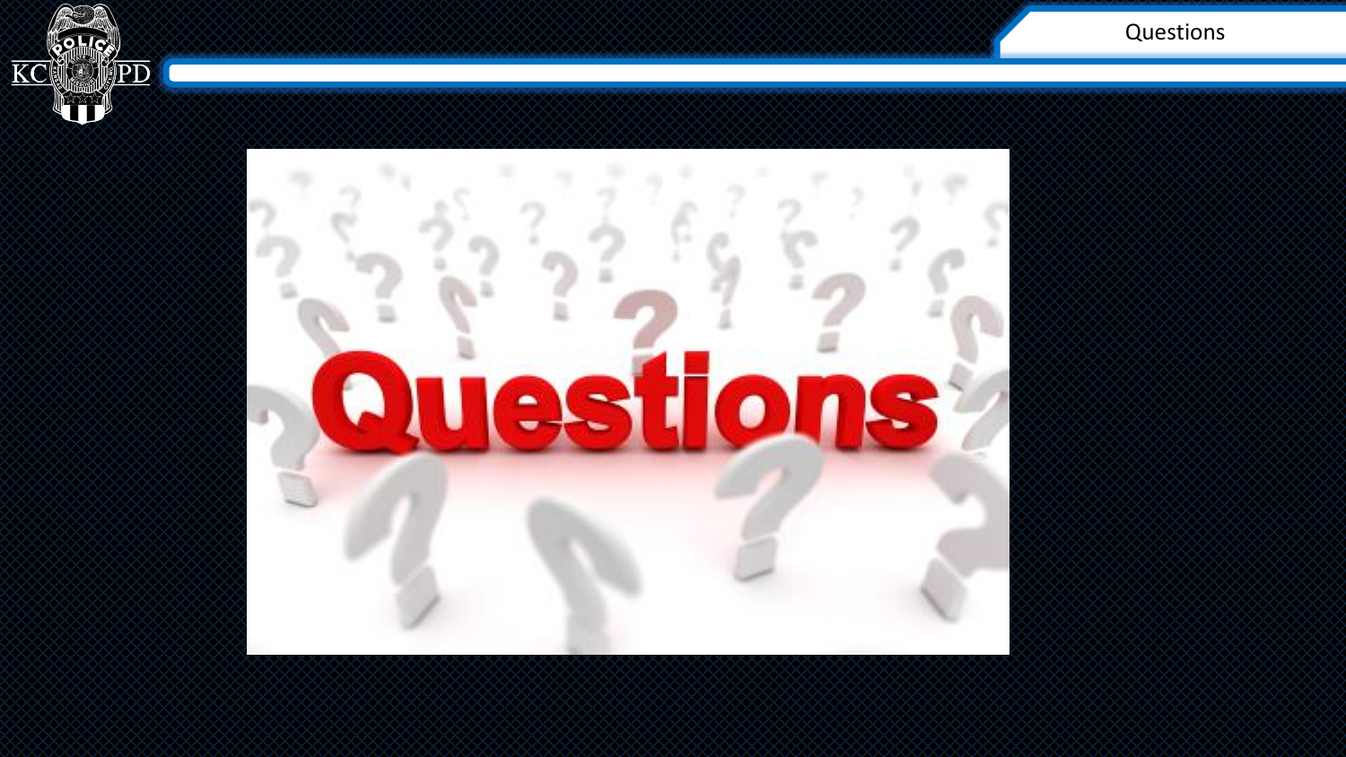# Questions